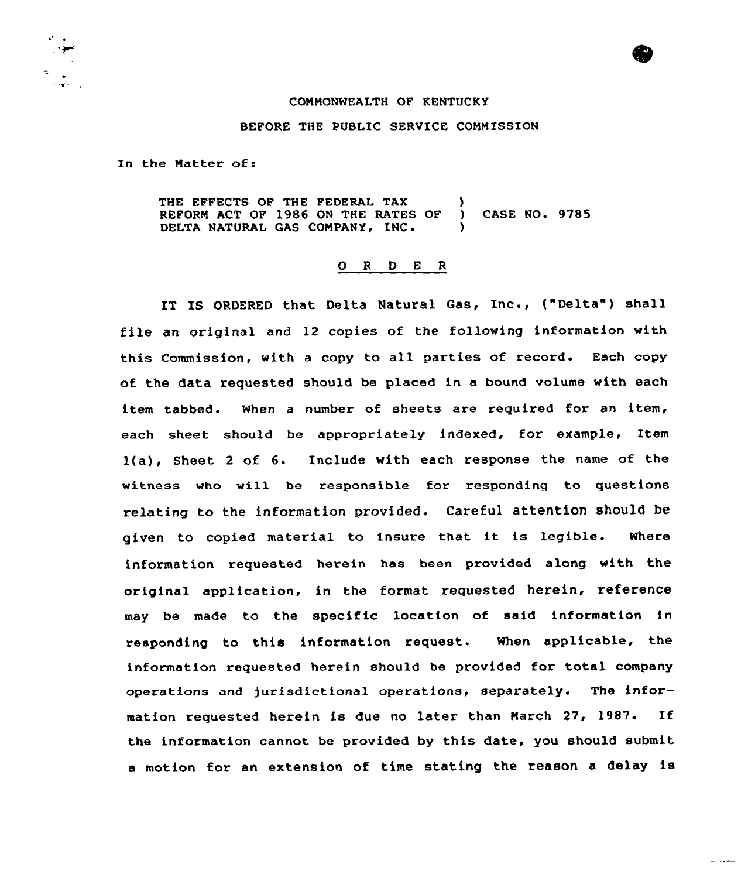COMMONWEALTH OF KENTUCKY

BEFORE THE PUBLIC SERVICE COMMISSION

In the Matter of:

THE EFFECTS OF THE FEDERAL TAX REFORM ACT OF 1986 ON THE RATES OF DELTA NATURAL GAS COMPANY, INC. ) CASE NO. 9785

## O R D E R

IT IS ORDERED that Delta Natural Gas, Inc., ("Delta") shall file an original and 12 copies of the following information with this Commission, with a copy to all parties of record. Each copy of the data requested should be placed in a bound volume with each item tabbed. When a number of sheets are required for an item, each sheet should be appropriately indexed, for example, Item 1(a), Sheet 2 of 6. Include with each response the name of the witness who will be responsible for responding to questions relating to the information provided. Careful attention should be given to copied material to insure that it is legible. Where information requested herein has been provided along with the original application, in the format requested herein, reference may be made to the specific location of said information in responding to this information request. When applicable, the information requested herein should be provided for total company operations and jurisdictional operations, separately. The information requested herein is due no later than March 27, 1987. If the information cannot be provided by this date, you should submit a motion for an extension of time stating the reason a delay is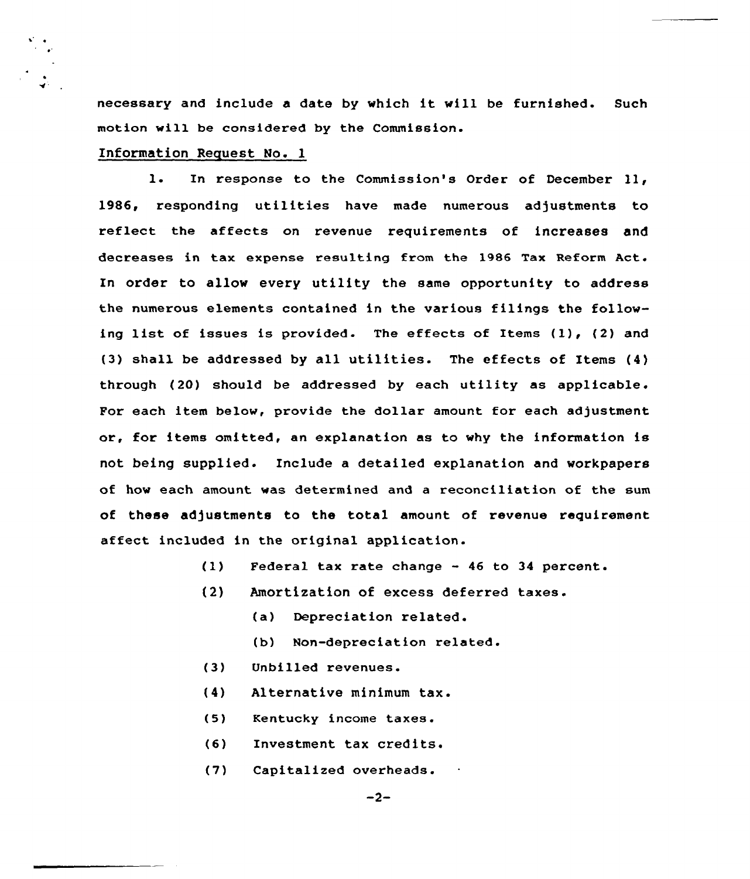necessary and include a date by which it will be furnished. Such motion will be considered by the Commission.

Information Request No. 1

1. In response to the Commission's Order of December 11, 1986, responding utilities have made numerous adjustments to reflect the affects on revenue requirements of increases and decreases in tax expense resulting from the 1986 Tax Reform Act. In order to allow every utility the same opportunity to address the numerous elements contained in the various filings the following list of issues is provided. The effects of Items (1), (2) and (3) shall be addressed by all utilities. The effects of Items (4) through (20) should be addressed by each utility as applicable. For each item below, provide the dollar amount for each adjustment or, for items omitted, an explanation as to why the information is not being supplied. Include a detailed explanation and workpapers of how each amount was determined and a reconciliation of the sum of these adjustments to the total amount of revenue requirement affect included in the original application.

(1) Federal tax rate change - 46 to 34 percent.

(2) Amortization of excess deferred taxes.

(a) Depreciation related.

(b) Non-depreciation related.

(3) Unbilled revenues.

(4) Alternative minimum tax.

(5) Kentucky income taxes.

(6) Investment tax credits.

(7) Capitalized overheads.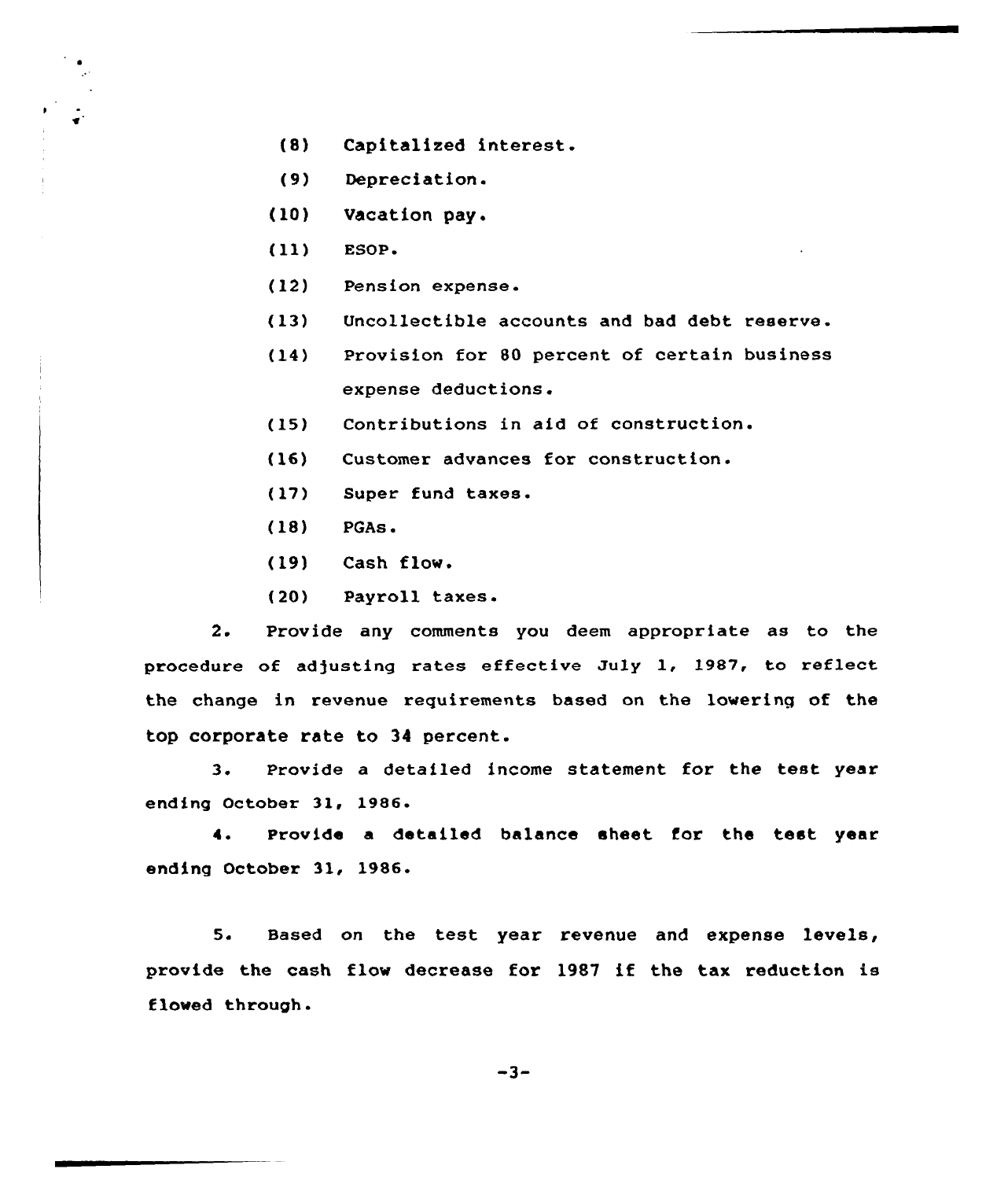(8) Capitalized interest.

(9) Depreciation.

(10) Vacation pay.

(11) ESOP.

(12) Pension expense.

(13) Uncollectible accounts and bad debt reserve.

(14) Provision for 80 percent of certain business expense deductions.

(15) Contributions in aid of construction.

(16) Customer advances for construction.

(17) Super fund taxes.

(18) PGAs.

(19) Cash flow.

(20) Payroll taxes.

2. Provide any comments you deem appropriate as to the procedure of adjusting rates effective July 1, 1987, to reflect the change in revenue requirements based on the lowering of the top corporate rate to 34 percent.

3. Provide a detailed income statement for the test year ending October 31, 1986.

4. Provide a detailed balance sheet for the test year ending October 31, 1986.

5. Based on the test year revenue and expense levels, provide the cash flow decrease for 1987 if the tax reduction is flowed through.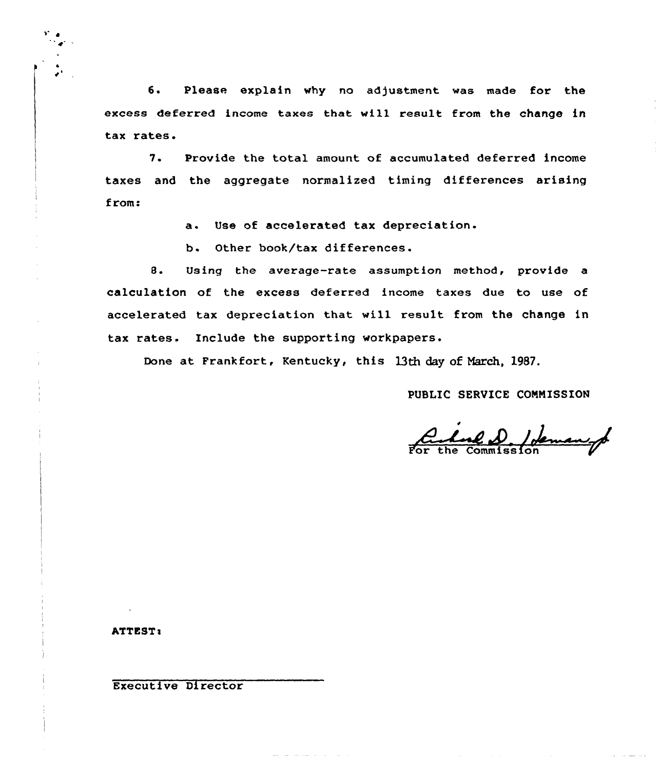6. Please explain why no adjustment was made for the excess deferred income taxes that will result from the change in tax rates.

7. Provide the total amount of accumulated deferred income taxes and the aggregate normalized timing differences arising from:

a. Use of accelerated tax depreciation.

b. Other book/tax differences.

8. Using the average-rate assumption method, provide a calculation of the excess deferred income taxes due to use of accelerated tax depreciation that will result from the change in tax rates. Include the supporting workpapers.

Done at Frankfort, Kentucky, this 13th day of March, 1987.

PUBLIC SERVICE COMMISSION

For the Commission

ATTEST:

Executive Director